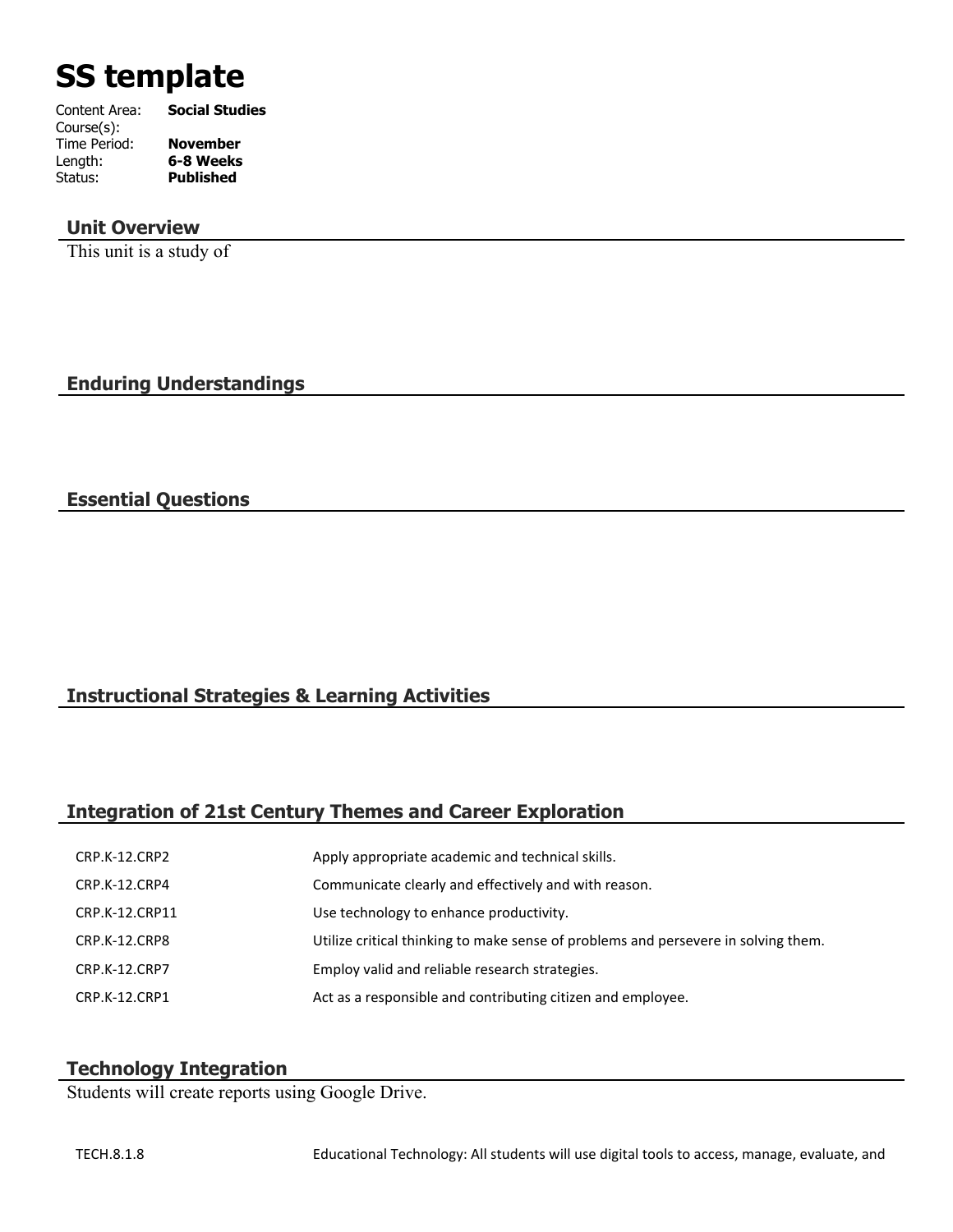# SS template

| | |
|---|---|
| Content Area: | **Social Studies** |
| Course(s): | |
| Time Period: | **November** |
| Length: | **6-8 Weeks** |
| Status: | **Published** |

## Unit Overview

This unit is a study of

## Enduring Understandings

## Essential Questions

## Instructional Strategies & Learning Activities

## Integration of 21st Century Themes and Career Exploration

| | |
|---|---|
| CRP.K-12.CRP2 | Apply appropriate academic and technical skills. |
| CRP.K-12.CRP4 | Communicate clearly and effectively and with reason. |
| CRP.K-12.CRP11 | Use technology to enhance productivity. |
| CRP.K-12.CRP8 | Utilize critical thinking to make sense of problems and persevere in solving them. |
| CRP.K-12.CRP7 | Employ valid and reliable research strategies. |
| CRP.K-12.CRP1 | Act as a responsible and contributing citizen and employee. |

## Technology Integration

Students will create reports using Google Drive.

| | |
|---|---|
| TECH.8.1.8 | Educational Technology: All students will use digital tools to access, manage, evaluate, and |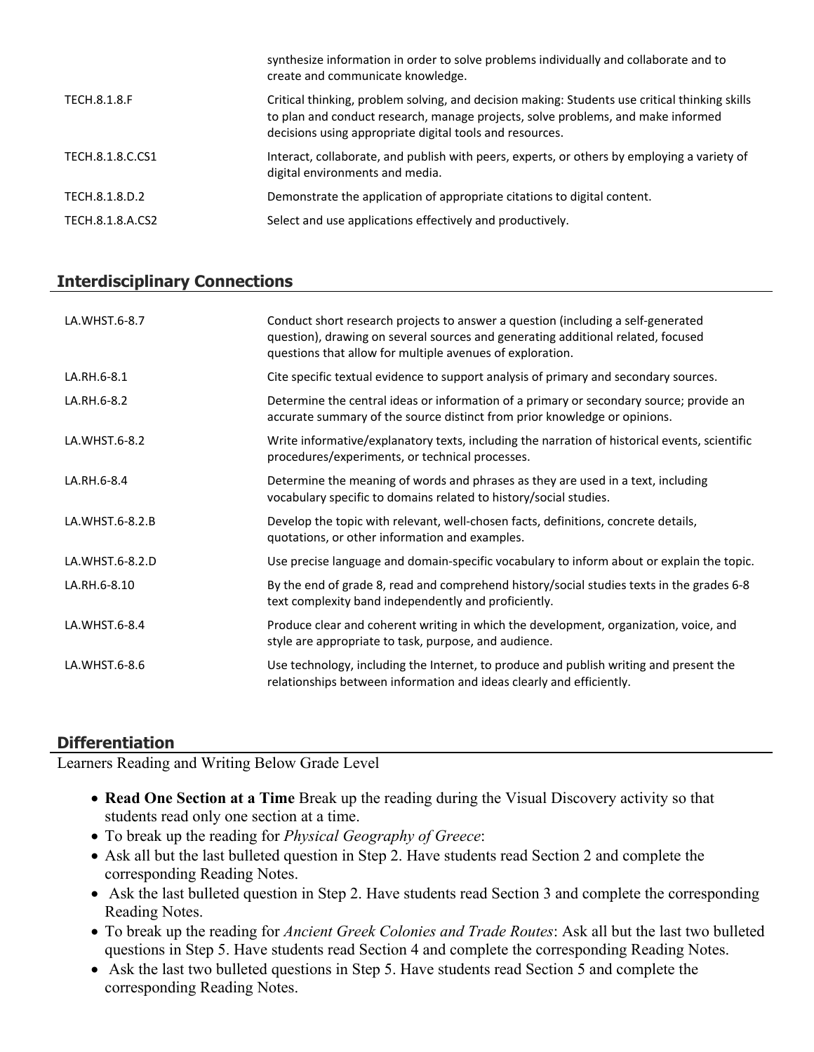| | |
|---|---|
| | synthesize information in order to solve problems individually and collaborate and to create and communicate knowledge. |
| TECH.8.1.8.F | Critical thinking, problem solving, and decision making: Students use critical thinking skills to plan and conduct research, manage projects, solve problems, and make informed decisions using appropriate digital tools and resources. |
| TECH.8.1.8.C.CS1 | Interact, collaborate, and publish with peers, experts, or others by employing a variety of digital environments and media. |
| TECH.8.1.8.D.2 | Demonstrate the application of appropriate citations to digital content. |
| TECH.8.1.8.A.CS2 | Select and use applications effectively and productively. |

## Interdisciplinary Connections

| | |
|---|---|
| LA.WHST.6-8.7 | Conduct short research projects to answer a question (including a self-generated question), drawing on several sources and generating additional related, focused questions that allow for multiple avenues of exploration. |
| LA.RH.6-8.1 | Cite specific textual evidence to support analysis of primary and secondary sources. |
| LA.RH.6-8.2 | Determine the central ideas or information of a primary or secondary source; provide an accurate summary of the source distinct from prior knowledge or opinions. |
| LA.WHST.6-8.2 | Write informative/explanatory texts, including the narration of historical events, scientific procedures/experiments, or technical processes. |
| LA.RH.6-8.4 | Determine the meaning of words and phrases as they are used in a text, including vocabulary specific to domains related to history/social studies. |
| LA.WHST.6-8.2.B | Develop the topic with relevant, well-chosen facts, definitions, concrete details, quotations, or other information and examples. |
| LA.WHST.6-8.2.D | Use precise language and domain-specific vocabulary to inform about or explain the topic. |
| LA.RH.6-8.10 | By the end of grade 8, read and comprehend history/social studies texts in the grades 6-8 text complexity band independently and proficiently. |
| LA.WHST.6-8.4 | Produce clear and coherent writing in which the development, organization, voice, and style are appropriate to task, purpose, and audience. |
| LA.WHST.6-8.6 | Use technology, including the Internet, to produce and publish writing and present the relationships between information and ideas clearly and efficiently. |

## Differentiation

Learners Reading and Writing Below Grade Level

- **Read One Section at a Time** Break up the reading during the Visual Discovery activity so that students read only one section at a time.
- To break up the reading for *Physical Geography of Greece*:
- Ask all but the last bulleted question in Step 2. Have students read Section 2 and complete the corresponding Reading Notes.
- Ask the last bulleted question in Step 2. Have students read Section 3 and complete the corresponding Reading Notes.
- To break up the reading for *Ancient Greek Colonies and Trade Routes*: Ask all but the last two bulleted questions in Step 5. Have students read Section 4 and complete the corresponding Reading Notes.
- Ask the last two bulleted questions in Step 5. Have students read Section 5 and complete the corresponding Reading Notes.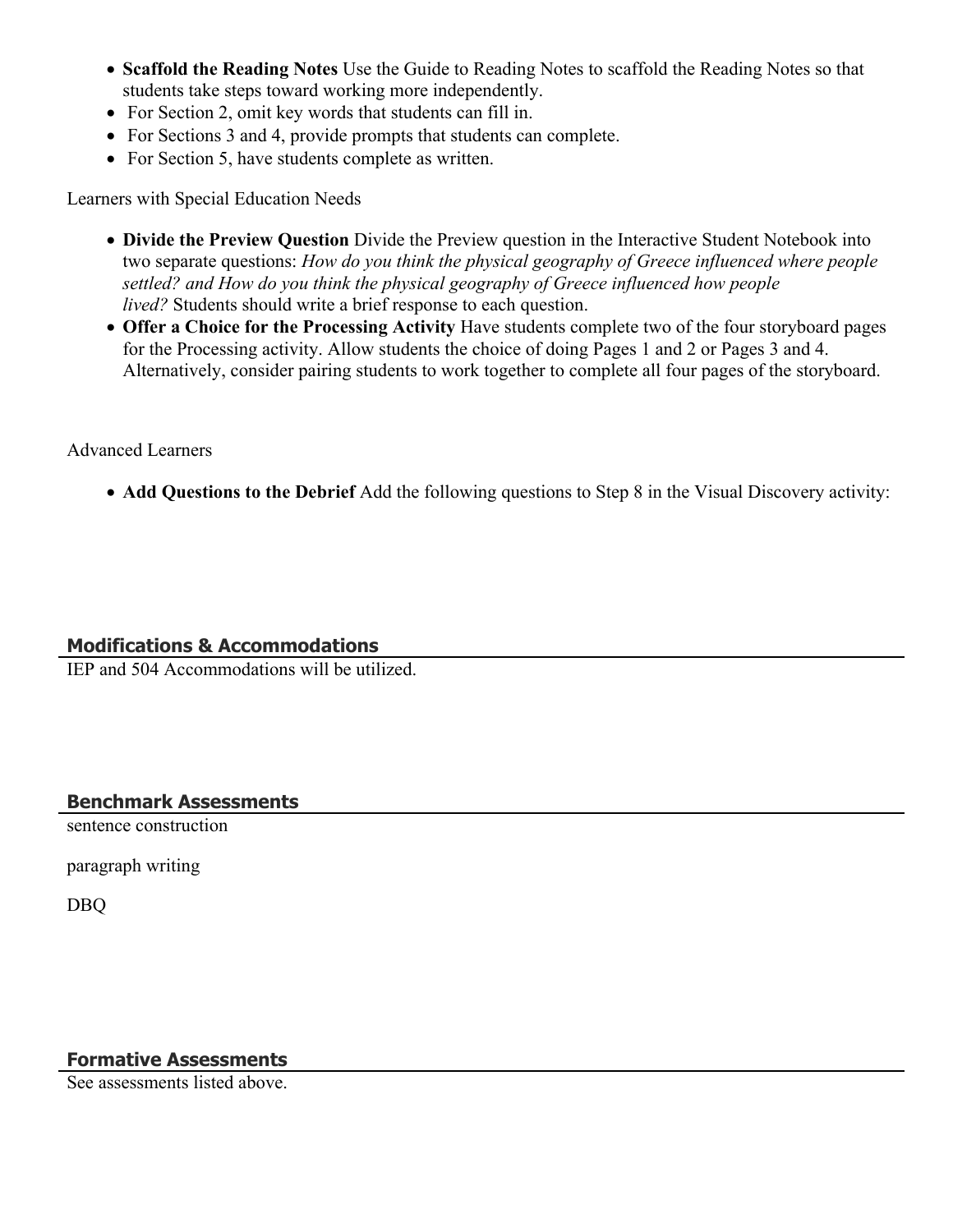- **Scaffold the Reading Notes** Use the Guide to Reading Notes to scaffold the Reading Notes so that students take steps toward working more independently.
- For Section 2, omit key words that students can fill in.
- For Sections 3 and 4, provide prompts that students can complete.
- For Section 5, have students complete as written.

Learners with Special Education Needs

- **Divide the Preview Question** Divide the Preview question in the Interactive Student Notebook into two separate questions: *How do you think the physical geography of Greece influenced where people settled? and How do you think the physical geography of Greece influenced how people lived?* Students should write a brief response to each question.
- **Offer a Choice for the Processing Activity** Have students complete two of the four storyboard pages for the Processing activity. Allow students the choice of doing Pages 1 and 2 or Pages 3 and 4. Alternatively, consider pairing students to work together to complete all four pages of the storyboard.

Advanced Learners

- **Add Questions to the Debrief** Add the following questions to Step 8 in the Visual Discovery activity:

## Modifications & Accommodations

IEP and 504 Accommodations will be utilized.

## Benchmark Assessments

sentence construction

paragraph writing

DBQ

## Formative Assessments

See assessments listed above.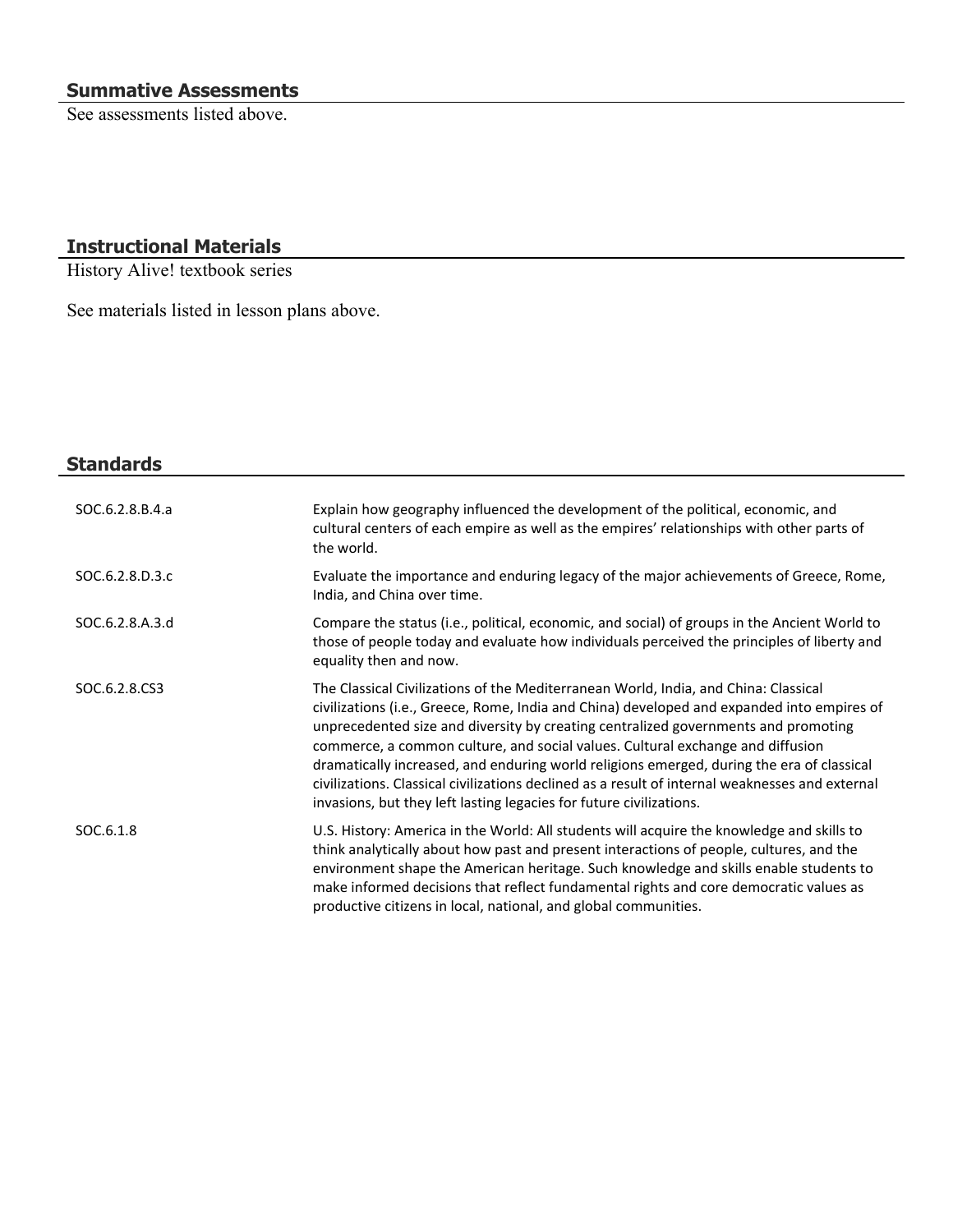## Summative Assessments

See assessments listed above.

## Instructional Materials

History Alive! textbook series

See materials listed in lesson plans above.

## Standards

| | |
|---|---|
| SOC.6.2.8.B.4.a | Explain how geography influenced the development of the political, economic, and cultural centers of each empire as well as the empires' relationships with other parts of the world. |
| SOC.6.2.8.D.3.c | Evaluate the importance and enduring legacy of the major achievements of Greece, Rome, India, and China over time. |
| SOC.6.2.8.A.3.d | Compare the status (i.e., political, economic, and social) of groups in the Ancient World to those of people today and evaluate how individuals perceived the principles of liberty and equality then and now. |
| SOC.6.2.8.CS3 | The Classical Civilizations of the Mediterranean World, India, and China: Classical civilizations (i.e., Greece, Rome, India and China) developed and expanded into empires of unprecedented size and diversity by creating centralized governments and promoting commerce, a common culture, and social values. Cultural exchange and diffusion dramatically increased, and enduring world religions emerged, during the era of classical civilizations. Classical civilizations declined as a result of internal weaknesses and external invasions, but they left lasting legacies for future civilizations. |
| SOC.6.1.8 | U.S. History: America in the World: All students will acquire the knowledge and skills to think analytically about how past and present interactions of people, cultures, and the environment shape the American heritage. Such knowledge and skills enable students to make informed decisions that reflect fundamental rights and core democratic values as productive citizens in local, national, and global communities. |